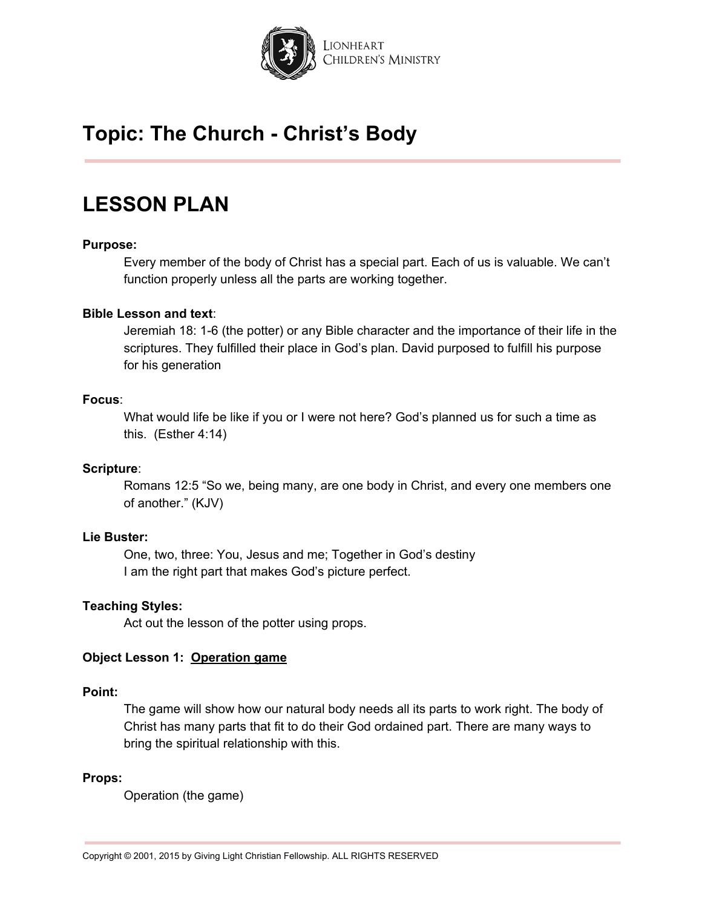Lionheart Children's Ministry

# Topic: The Church - Christ's Body

# LESSON PLAN

**Purpose:**

Every member of the body of Christ has a special part. Each of us is valuable. We can't function properly unless all the parts are working together.

**Bible Lesson and text**:

Jeremiah 18: 1-6 (the potter) or any Bible character and the importance of their life in the scriptures. They fulfilled their place in God's plan. David purposed to fulfill his purpose for his generation

**Focus**:

What would life be like if you or I were not here? God's planned us for such a time as this. (Esther 4:14)

**Scripture**:

Romans 12:5 "So we, being many, are one body in Christ, and every one members one of another." (KJV)

**Lie Buster:**

One, two, three: You, Jesus and me; Together in God's destiny
I am the right part that makes God's picture perfect.

**Teaching Styles:**

Act out the lesson of the potter using props.

**Object Lesson 1: <u>Operation game</u>**

**Point:**

The game will show how our natural body needs all its parts to work right. The body of Christ has many parts that fit to do their God ordained part. There are many ways to bring the spiritual relationship with this.

**Props:**

Operation (the game)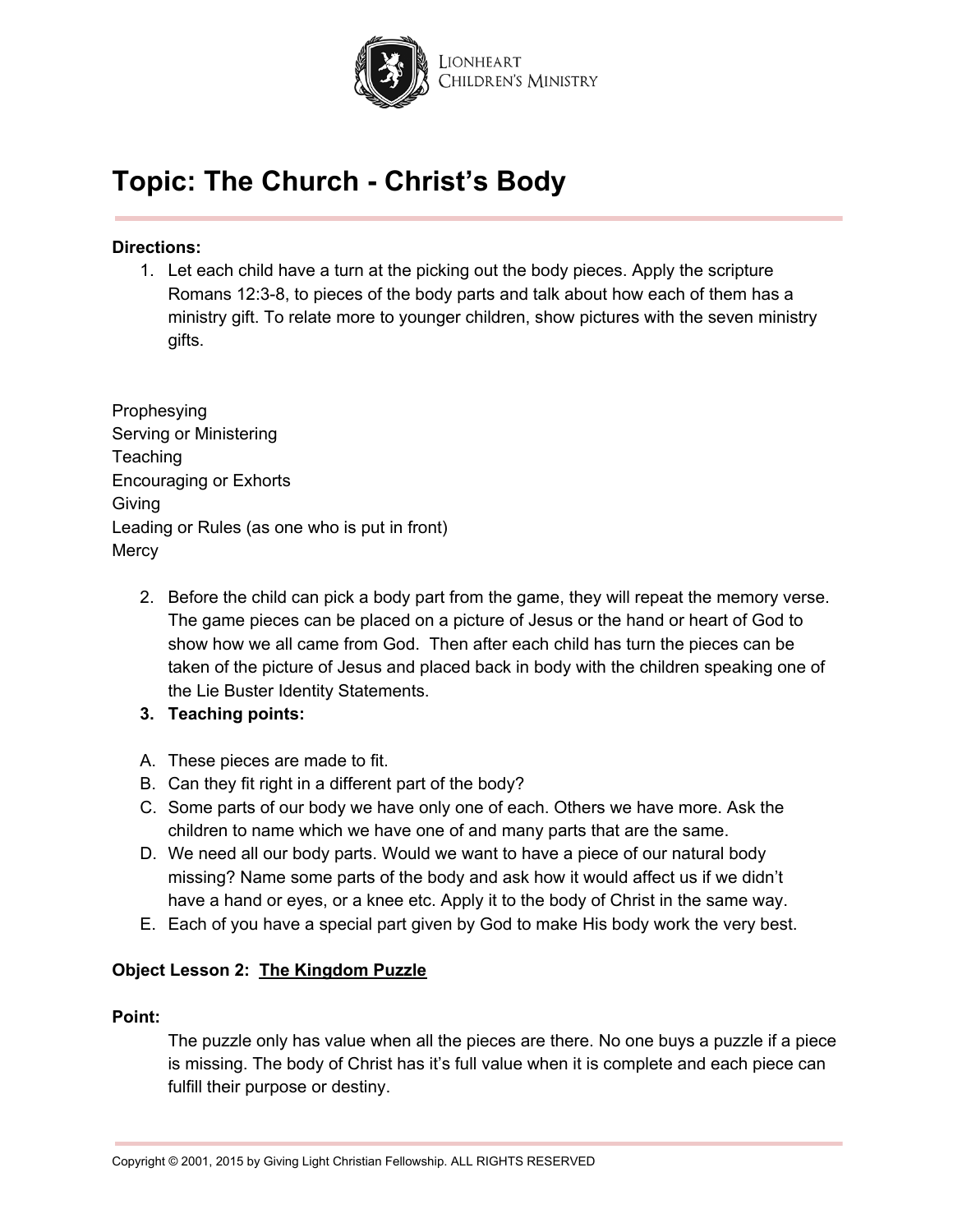# Topic: The Church - Christ's Body

**Directions:**

1. Let each child have a turn at the picking out the body pieces. Apply the scripture Romans 12:3-8, to pieces of the body parts and talk about how each of them has a ministry gift. To relate more to younger children, show pictures with the seven ministry gifts.

Prophesying
Serving or Ministering
Teaching
Encouraging or Exhorts
Giving
Leading or Rules (as one who is put in front)
Mercy

2. Before the child can pick a body part from the game, they will repeat the memory verse. The game pieces can be placed on a picture of Jesus or the hand or heart of God to show how we all came from God. Then after each child has turn the pieces can be taken of the picture of Jesus and placed back in body with the children speaking one of the Lie Buster Identity Statements.
3. **Teaching points:**

A. These pieces are made to fit.
B. Can they fit right in a different part of the body?
C. Some parts of our body we have only one of each. Others we have more. Ask the children to name which we have one of and many parts that are the same.
D. We need all our body parts. Would we want to have a piece of our natural body missing? Name some parts of the body and ask how it would affect us if we didn't have a hand or eyes, or a knee etc. Apply it to the body of Christ in the same way.
E. Each of you have a special part given by God to make His body work the very best.

**Object Lesson 2: <u>The Kingdom Puzzle</u>**

**Point:**

The puzzle only has value when all the pieces are there. No one buys a puzzle if a piece is missing. The body of Christ has it's full value when it is complete and each piece can fulfill their purpose or destiny.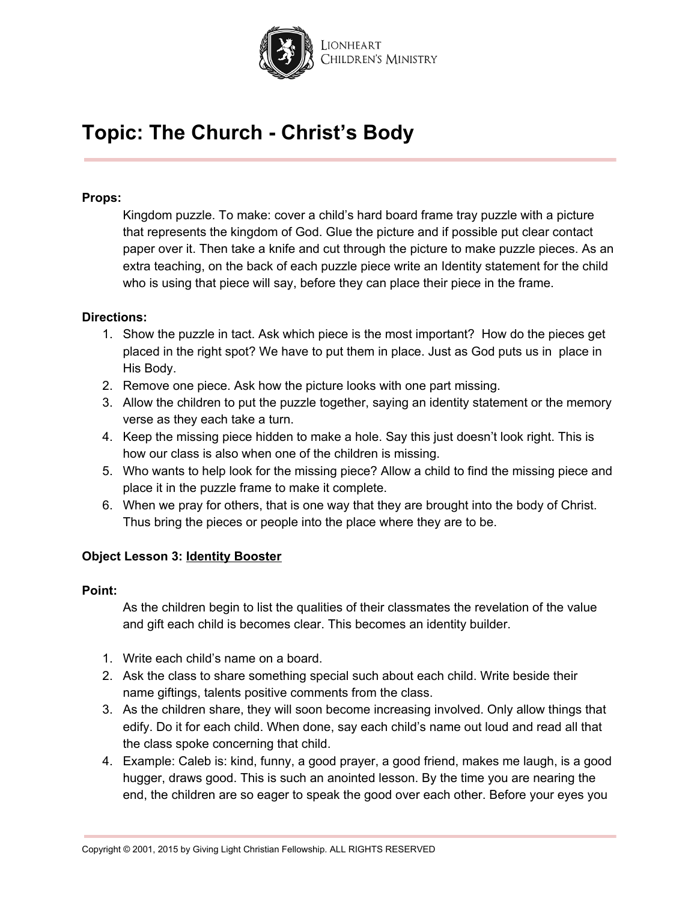# Topic: The Church - Christ's Body

**Props:**

Kingdom puzzle. To make: cover a child's hard board frame tray puzzle with a picture that represents the kingdom of God. Glue the picture and if possible put clear contact paper over it. Then take a knife and cut through the picture to make puzzle pieces. As an extra teaching, on the back of each puzzle piece write an Identity statement for the child who is using that piece will say, before they can place their piece in the frame.

**Directions:**

1. Show the puzzle in tact. Ask which piece is the most important? How do the pieces get placed in the right spot? We have to put them in place. Just as God puts us in place in His Body.
2. Remove one piece. Ask how the picture looks with one part missing.
3. Allow the children to put the puzzle together, saying an identity statement or the memory verse as they each take a turn.
4. Keep the missing piece hidden to make a hole. Say this just doesn't look right. This is how our class is also when one of the children is missing.
5. Who wants to help look for the missing piece? Allow a child to find the missing piece and place it in the puzzle frame to make it complete.
6. When we pray for others, that is one way that they are brought into the body of Christ. Thus bring the pieces or people into the place where they are to be.

**Object Lesson 3: Identity Booster**

**Point:**

As the children begin to list the qualities of their classmates the revelation of the value and gift each child is becomes clear. This becomes an identity builder.

1. Write each child's name on a board.
2. Ask the class to share something special such about each child. Write beside their name giftings, talents positive comments from the class.
3. As the children share, they will soon become increasing involved. Only allow things that edify. Do it for each child. When done, say each child's name out loud and read all that the class spoke concerning that child.
4. Example: Caleb is: kind, funny, a good prayer, a good friend, makes me laugh, is a good hugger, draws good. This is such an anointed lesson. By the time you are nearing the end, the children are so eager to speak the good over each other. Before your eyes you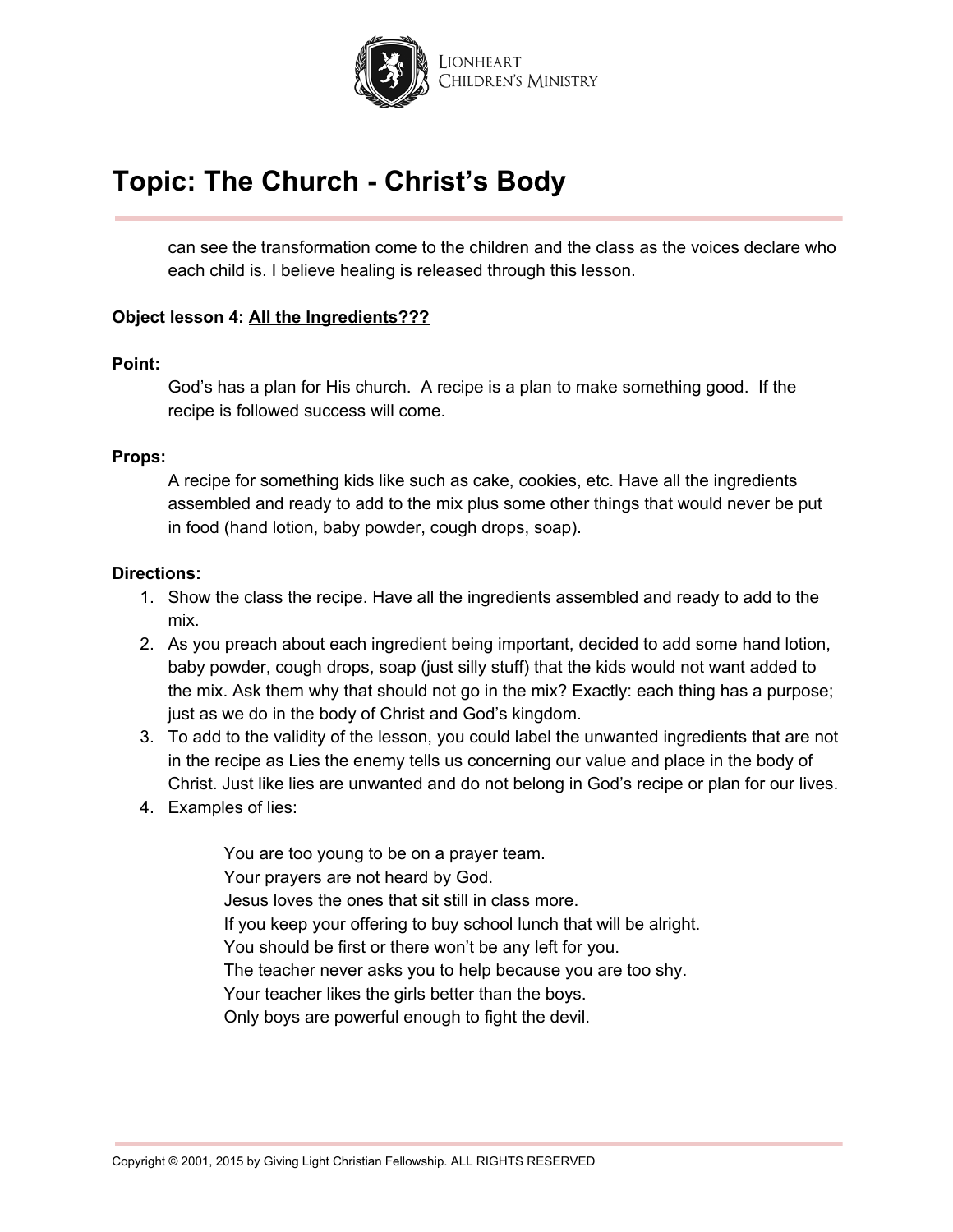# Topic: The Church - Christ's Body

can see the transformation come to the children and the class as the voices declare who each child is. I believe healing is released through this lesson.

**Object lesson 4:** **<u>All the Ingredients???</u>**

**Point:**

God's has a plan for His church. A recipe is a plan to make something good. If the recipe is followed success will come.

**Props:**

A recipe for something kids like such as cake, cookies, etc. Have all the ingredients assembled and ready to add to the mix plus some other things that would never be put in food (hand lotion, baby powder, cough drops, soap).

**Directions:**

1. Show the class the recipe. Have all the ingredients assembled and ready to add to the mix.
2. As you preach about each ingredient being important, decided to add some hand lotion, baby powder, cough drops, soap (just silly stuff) that the kids would not want added to the mix. Ask them why that should not go in the mix? Exactly: each thing has a purpose; just as we do in the body of Christ and God's kingdom.
3. To add to the validity of the lesson, you could label the unwanted ingredients that are not in the recipe as Lies the enemy tells us concerning our value and place in the body of Christ. Just like lies are unwanted and do not belong in God's recipe or plan for our lives.
4. Examples of lies:

   You are too young to be on a prayer team.
   Your prayers are not heard by God.
   Jesus loves the ones that sit still in class more.
   If you keep your offering to buy school lunch that will be alright.
   You should be first or there won't be any left for you.
   The teacher never asks you to help because you are too shy.
   Your teacher likes the girls better than the boys.
   Only boys are powerful enough to fight the devil.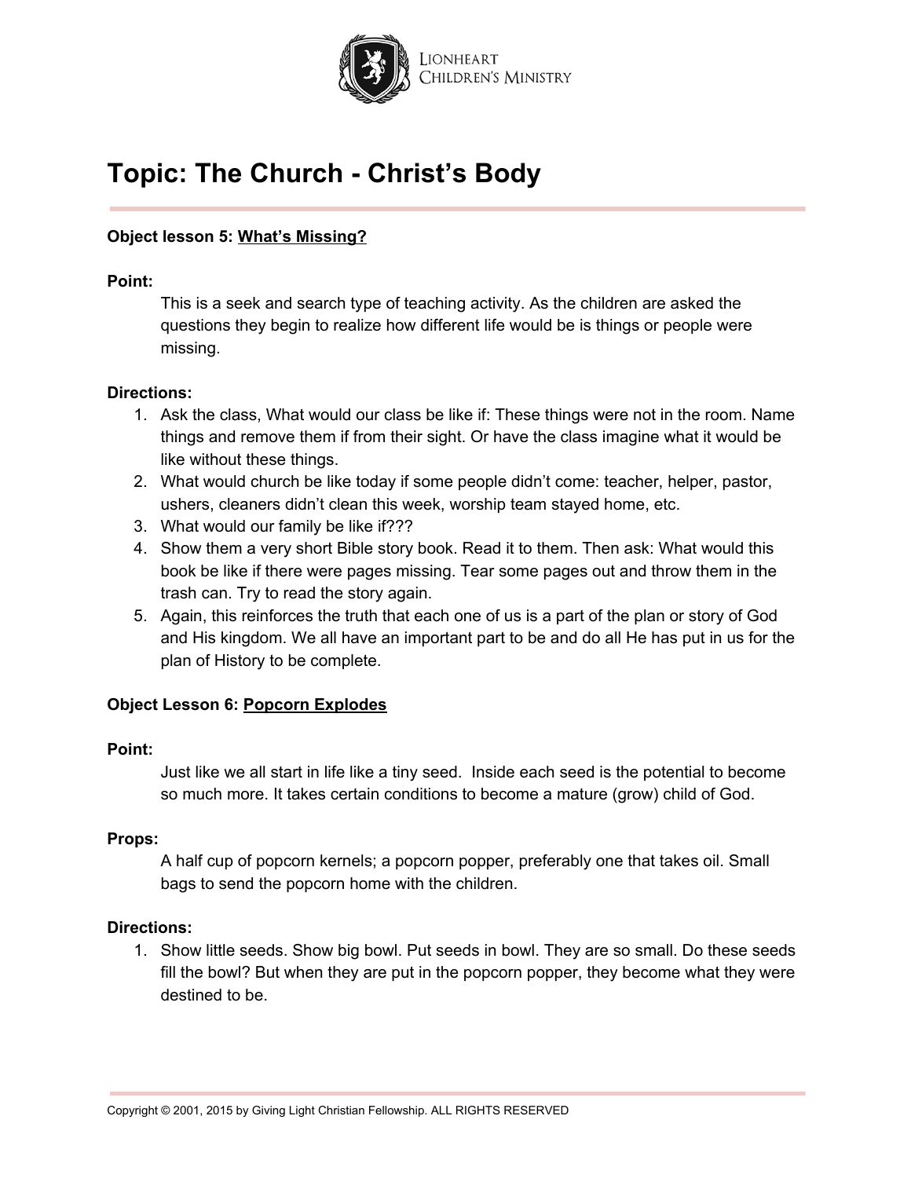# Topic: The Church - Christ's Body

**Object lesson 5: What's Missing?**

**Point:**

This is a seek and search type of teaching activity. As the children are asked the questions they begin to realize how different life would be is things or people were missing.

**Directions:**

1. Ask the class, What would our class be like if: These things were not in the room. Name things and remove them if from their sight. Or have the class imagine what it would be like without these things.
2. What would church be like today if some people didn't come: teacher, helper, pastor, ushers, cleaners didn't clean this week, worship team stayed home, etc.
3. What would our family be like if???
4. Show them a very short Bible story book. Read it to them. Then ask: What would this book be like if there were pages missing. Tear some pages out and throw them in the trash can. Try to read the story again.
5. Again, this reinforces the truth that each one of us is a part of the plan or story of God and His kingdom. We all have an important part to be and do all He has put in us for the plan of History to be complete.

**Object Lesson 6: Popcorn Explodes**

**Point:**

Just like we all start in life like a tiny seed. Inside each seed is the potential to become so much more. It takes certain conditions to become a mature (grow) child of God.

**Props:**

A half cup of popcorn kernels; a popcorn popper, preferably one that takes oil. Small bags to send the popcorn home with the children.

**Directions:**

1. Show little seeds. Show big bowl. Put seeds in bowl. They are so small. Do these seeds fill the bowl? But when they are put in the popcorn popper, they become what they were destined to be.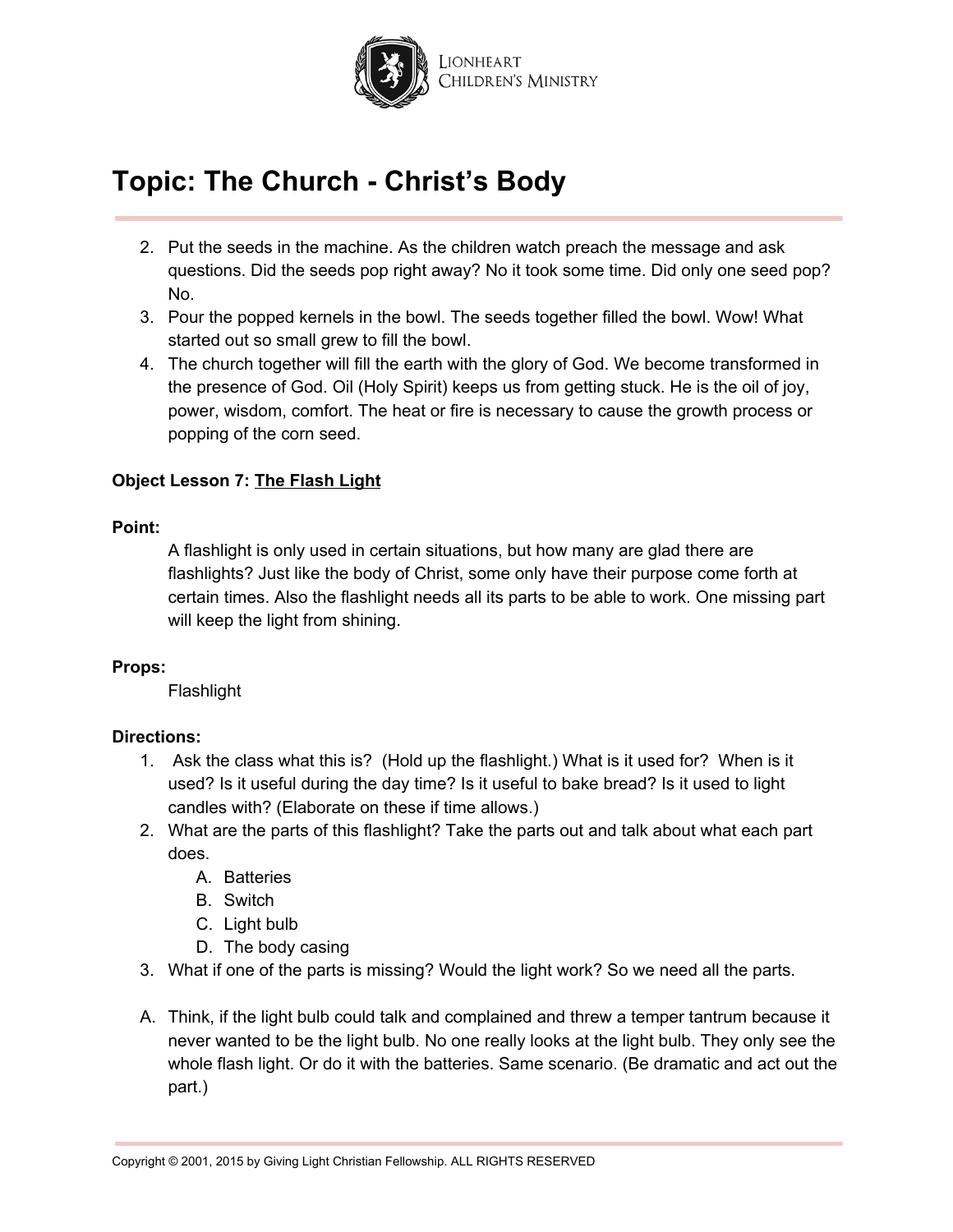# Topic: The Church - Christ's Body

2. Put the seeds in the machine. As the children watch preach the message and ask questions. Did the seeds pop right away? No it took some time. Did only one seed pop? No.
3. Pour the popped kernels in the bowl. The seeds together filled the bowl. Wow! What started out so small grew to fill the bowl.
4. The church together will fill the earth with the glory of God. We become transformed in the presence of God. Oil (Holy Spirit) keeps us from getting stuck. He is the oil of joy, power, wisdom, comfort. The heat or fire is necessary to cause the growth process or popping of the corn seed.

**Object Lesson 7: The Flash Light**

**Point:**

A flashlight is only used in certain situations, but how many are glad there are flashlights? Just like the body of Christ, some only have their purpose come forth at certain times. Also the flashlight needs all its parts to be able to work. One missing part will keep the light from shining.

**Props:**

Flashlight

**Directions:**

1. Ask the class what this is? (Hold up the flashlight.) What is it used for? When is it used? Is it useful during the day time? Is it useful to bake bread? Is it used to light candles with? (Elaborate on these if time allows.)
2. What are the parts of this flashlight? Take the parts out and talk about what each part does.
   A. Batteries
   B. Switch
   C. Light bulb
   D. The body casing
3. What if one of the parts is missing? Would the light work? So we need all the parts.

A. Think, if the light bulb could talk and complained and threw a temper tantrum because it never wanted to be the light bulb. No one really looks at the light bulb. They only see the whole flash light. Or do it with the batteries. Same scenario. (Be dramatic and act out the part.)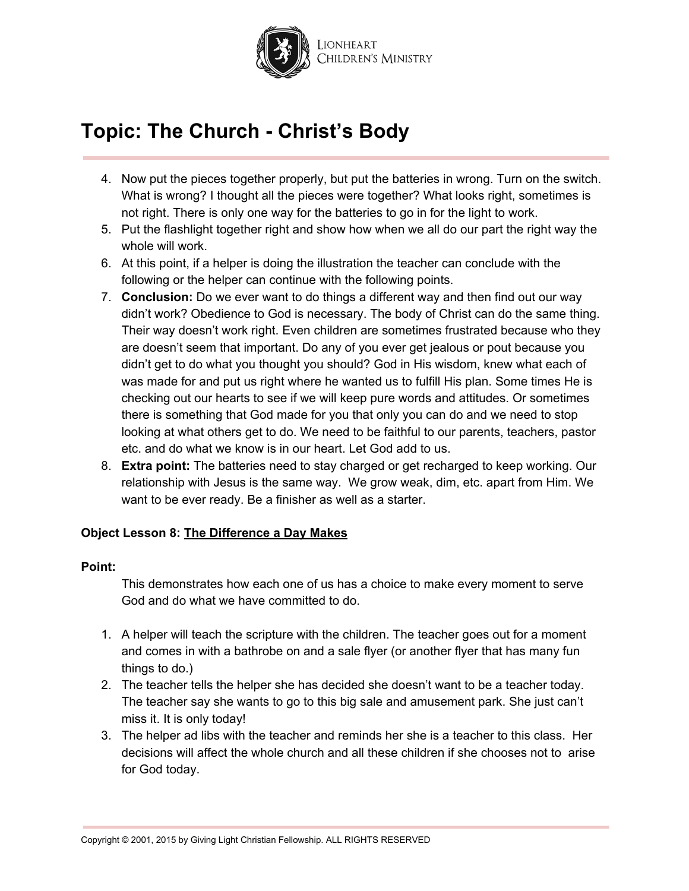# Topic: The Church - Christ's Body

4. Now put the pieces together properly, but put the batteries in wrong. Turn on the switch. What is wrong? I thought all the pieces were together? What looks right, sometimes is not right. There is only one way for the batteries to go in for the light to work.
5. Put the flashlight together right and show how when we all do our part the right way the whole will work.
6. At this point, if a helper is doing the illustration the teacher can conclude with the following or the helper can continue with the following points.
7. **Conclusion:** Do we ever want to do things a different way and then find out our way didn't work? Obedience to God is necessary. The body of Christ can do the same thing. Their way doesn't work right. Even children are sometimes frustrated because who they are doesn't seem that important. Do any of you ever get jealous or pout because you didn't get to do what you thought you should? God in His wisdom, knew what each of was made for and put us right where he wanted us to fulfill His plan. Some times He is checking out our hearts to see if we will keep pure words and attitudes. Or sometimes there is something that God made for you that only you can do and we need to stop looking at what others get to do. We need to be faithful to our parents, teachers, pastor etc. and do what we know is in our heart. Let God add to us.
8. **Extra point:** The batteries need to stay charged or get recharged to keep working. Our relationship with Jesus is the same way. We grow weak, dim, etc. apart from Him. We want to be ever ready. Be a finisher as well as a starter.

**Object Lesson 8: <u>The Difference a Day Makes</u>**

**Point:**

This demonstrates how each one of us has a choice to make every moment to serve God and do what we have committed to do.

1. A helper will teach the scripture with the children. The teacher goes out for a moment and comes in with a bathrobe on and a sale flyer (or another flyer that has many fun things to do.)
2. The teacher tells the helper she has decided she doesn't want to be a teacher today. The teacher say she wants to go to this big sale and amusement park. She just can't miss it. It is only today!
3. The helper ad libs with the teacher and reminds her she is a teacher to this class. Her decisions will affect the whole church and all these children if she chooses not to arise for God today.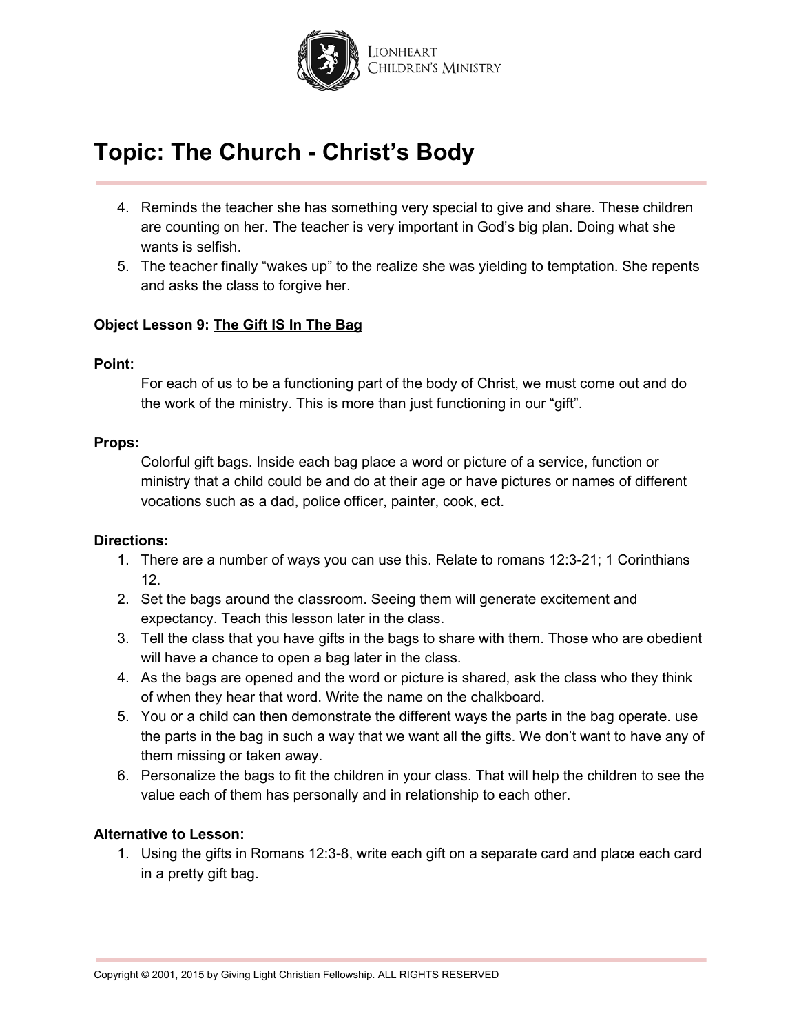# Topic: The Church - Christ's Body

4. Reminds the teacher she has something very special to give and share. These children are counting on her. The teacher is very important in God's big plan. Doing what she wants is selfish.
5. The teacher finally "wakes up" to the realize she was yielding to temptation. She repents and asks the class to forgive her.

**Object Lesson 9: <u>The Gift IS In The Bag</u>**

**Point:**

For each of us to be a functioning part of the body of Christ, we must come out and do the work of the ministry. This is more than just functioning in our "gift".

**Props:**

Colorful gift bags. Inside each bag place a word or picture of a service, function or ministry that a child could be and do at their age or have pictures or names of different vocations such as a dad, police officer, painter, cook, ect.

**Directions:**

1. There are a number of ways you can use this. Relate to romans 12:3-21; 1 Corinthians 12.
2. Set the bags around the classroom. Seeing them will generate excitement and expectancy. Teach this lesson later in the class.
3. Tell the class that you have gifts in the bags to share with them. Those who are obedient will have a chance to open a bag later in the class.
4. As the bags are opened and the word or picture is shared, ask the class who they think of when they hear that word. Write the name on the chalkboard.
5. You or a child can then demonstrate the different ways the parts in the bag operate. use the parts in the bag in such a way that we want all the gifts. We don't want to have any of them missing or taken away.
6. Personalize the bags to fit the children in your class. That will help the children to see the value each of them has personally and in relationship to each other.

**Alternative to Lesson:**

1. Using the gifts in Romans 12:3-8, write each gift on a separate card and place each card in a pretty gift bag.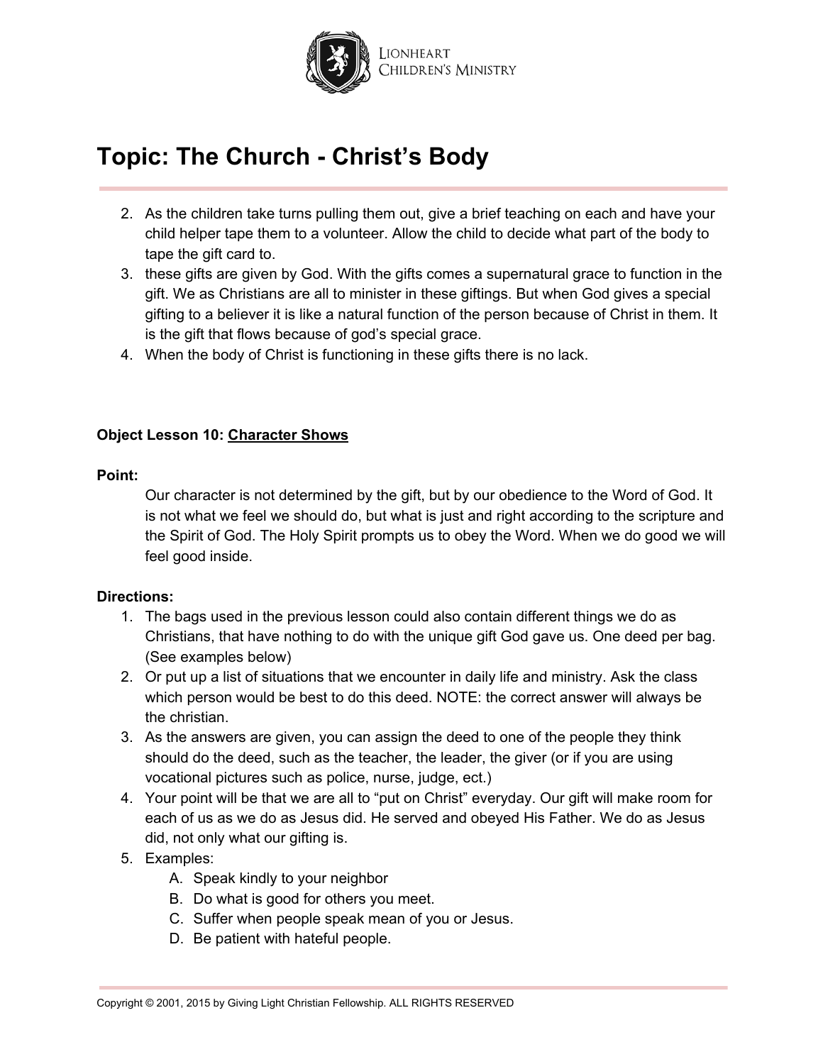# Topic: The Church - Christ's Body

2. As the children take turns pulling them out, give a brief teaching on each and have your child helper tape them to a volunteer. Allow the child to decide what part of the body to tape the gift card to.
3. these gifts are given by God. With the gifts comes a supernatural grace to function in the gift. We as Christians are all to minister in these giftings. But when God gives a special gifting to a believer it is like a natural function of the person because of Christ in them. It is the gift that flows because of god's special grace.
4. When the body of Christ is functioning in these gifts there is no lack.

**Object Lesson 10: <u>Character Shows</u>**

**Point:**

Our character is not determined by the gift, but by our obedience to the Word of God. It is not what we feel we should do, but what is just and right according to the scripture and the Spirit of God. The Holy Spirit prompts us to obey the Word. When we do good we will feel good inside.

**Directions:**

1. The bags used in the previous lesson could also contain different things we do as Christians, that have nothing to do with the unique gift God gave us. One deed per bag. (See examples below)
2. Or put up a list of situations that we encounter in daily life and ministry. Ask the class which person would be best to do this deed. NOTE: the correct answer will always be the christian.
3. As the answers are given, you can assign the deed to one of the people they think should do the deed, such as the teacher, the leader, the giver (or if you are using vocational pictures such as police, nurse, judge, ect.)
4. Your point will be that we are all to "put on Christ" everyday. Our gift will make room for each of us as we do as Jesus did. He served and obeyed His Father. We do as Jesus did, not only what our gifting is.
5. Examples:
   A. Speak kindly to your neighbor
   B. Do what is good for others you meet.
   C. Suffer when people speak mean of you or Jesus.
   D. Be patient with hateful people.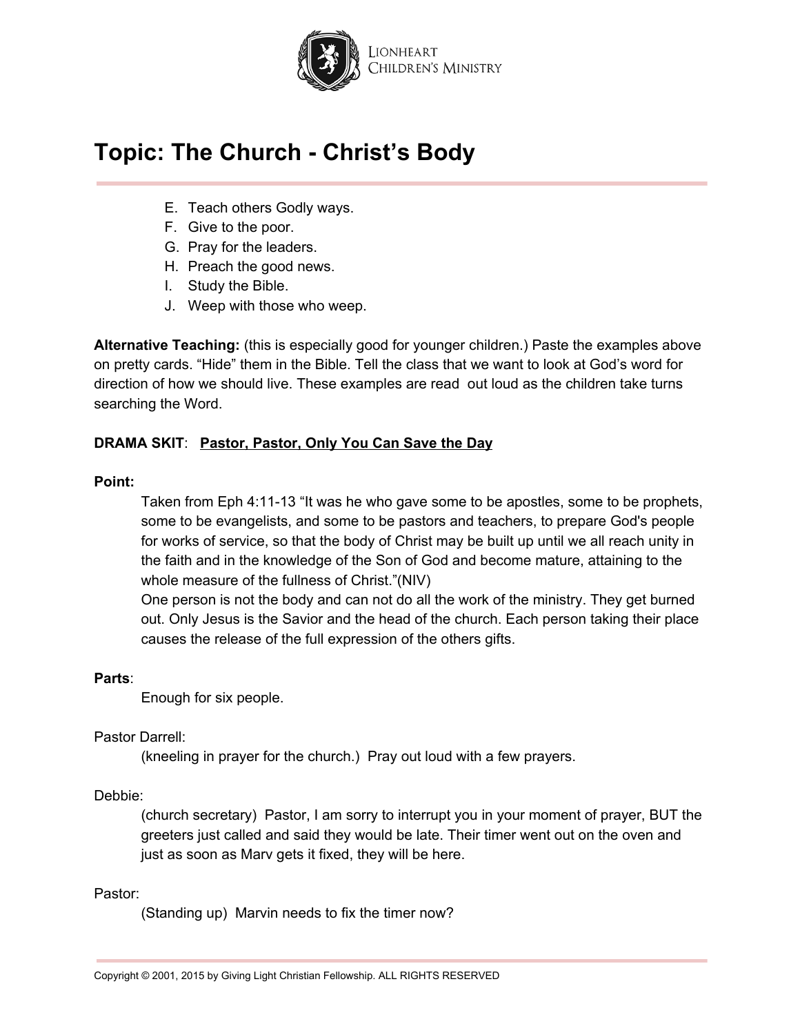E. Teach others Godly ways.
F. Give to the poor.
G. Pray for the leaders.
H. Preach the good news.
I. Study the Bible.
J. Weep with those who weep.

**Alternative Teaching:** (this is especially good for younger children.) Paste the examples above on pretty cards. "Hide" them in the Bible. Tell the class that we want to look at God's word for direction of how we should live. These examples are read out loud as the children take turns searching the Word.

**DRAMA SKIT**: **Pastor, Pastor, Only You Can Save the Day**

**Point:**

Taken from Eph 4:11-13 "It was he who gave some to be apostles, some to be prophets, some to be evangelists, and some to be pastors and teachers, to prepare God's people for works of service, so that the body of Christ may be built up until we all reach unity in the faith and in the knowledge of the Son of God and become mature, attaining to the whole measure of the fullness of Christ."(NIV)
One person is not the body and can not do all the work of the ministry. They get burned out. Only Jesus is the Savior and the head of the church. Each person taking their place causes the release of the full expression of the others gifts.

**Parts**:

Enough for six people.

Pastor Darrell:

(kneeling in prayer for the church.) Pray out loud with a few prayers.

Debbie:

(church secretary) Pastor, I am sorry to interrupt you in your moment of prayer, BUT the greeters just called and said they would be late. Their timer went out on the oven and just as soon as Marv gets it fixed, they will be here.

Pastor:

(Standing up) Marvin needs to fix the timer now?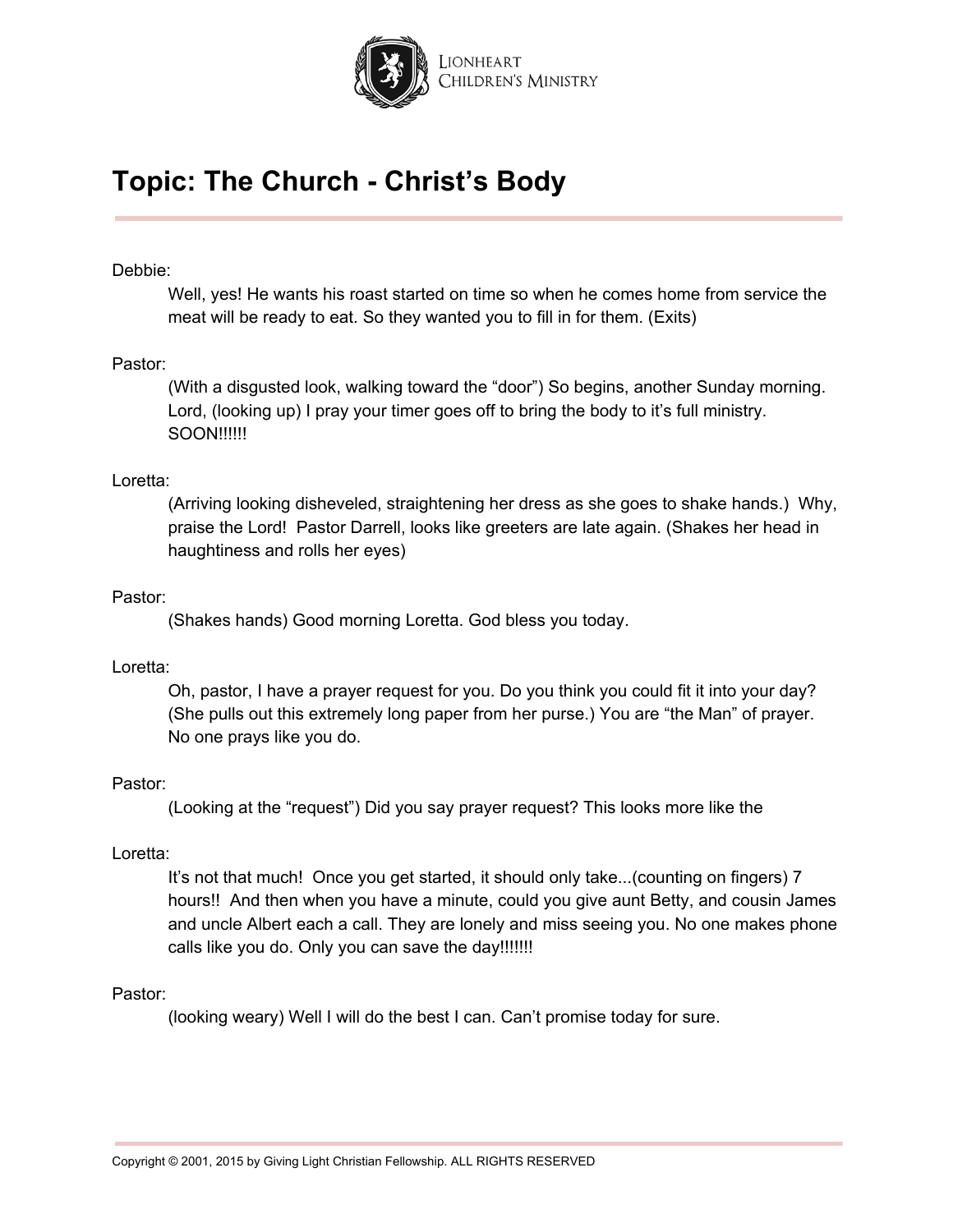# Topic: The Church - Christ's Body

Debbie:

Well, yes! He wants his roast started on time so when he comes home from service the meat will be ready to eat. So they wanted you to fill in for them. (Exits)

Pastor:

(With a disgusted look, walking toward the "door") So begins, another Sunday morning. Lord, (looking up) I pray your timer goes off to bring the body to it's full ministry. SOON!!!!!!

Loretta:

(Arriving looking disheveled, straightening her dress as she goes to shake hands.) Why, praise the Lord! Pastor Darrell, looks like greeters are late again. (Shakes her head in haughtiness and rolls her eyes)

Pastor:

(Shakes hands) Good morning Loretta. God bless you today.

Loretta:

Oh, pastor, I have a prayer request for you. Do you think you could fit it into your day? (She pulls out this extremely long paper from her purse.) You are "the Man" of prayer. No one prays like you do.

Pastor:

(Looking at the "request") Did you say prayer request? This looks more like the

Loretta:

It's not that much! Once you get started, it should only take...(counting on fingers) 7 hours!! And then when you have a minute, could you give aunt Betty, and cousin James and uncle Albert each a call. They are lonely and miss seeing you. No one makes phone calls like you do. Only you can save the day!!!!!!!

Pastor:

(looking weary) Well I will do the best I can. Can't promise today for sure.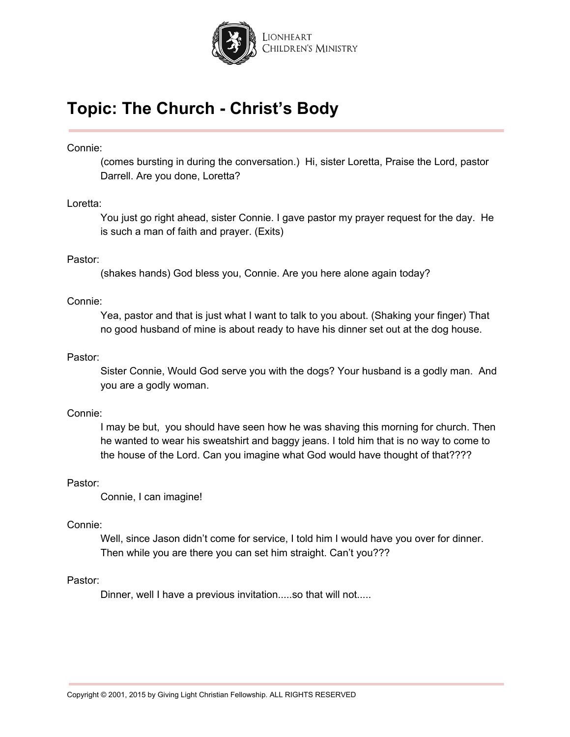# Topic: The Church - Christ's Body

Connie:

(comes bursting in during the conversation.) Hi, sister Loretta, Praise the Lord, pastor Darrell. Are you done, Loretta?

Loretta:

You just go right ahead, sister Connie. I gave pastor my prayer request for the day. He is such a man of faith and prayer. (Exits)

Pastor:

(shakes hands) God bless you, Connie. Are you here alone again today?

Connie:

Yea, pastor and that is just what I want to talk to you about. (Shaking your finger) That no good husband of mine is about ready to have his dinner set out at the dog house.

Pastor:

Sister Connie, Would God serve you with the dogs? Your husband is a godly man. And you are a godly woman.

Connie:

I may be but, you should have seen how he was shaving this morning for church. Then he wanted to wear his sweatshirt and baggy jeans. I told him that is no way to come to the house of the Lord. Can you imagine what God would have thought of that????

Pastor:

Connie, I can imagine!

Connie:

Well, since Jason didn't come for service, I told him I would have you over for dinner. Then while you are there you can set him straight. Can't you???

Pastor:

Dinner, well I have a previous invitation.....so that will not.....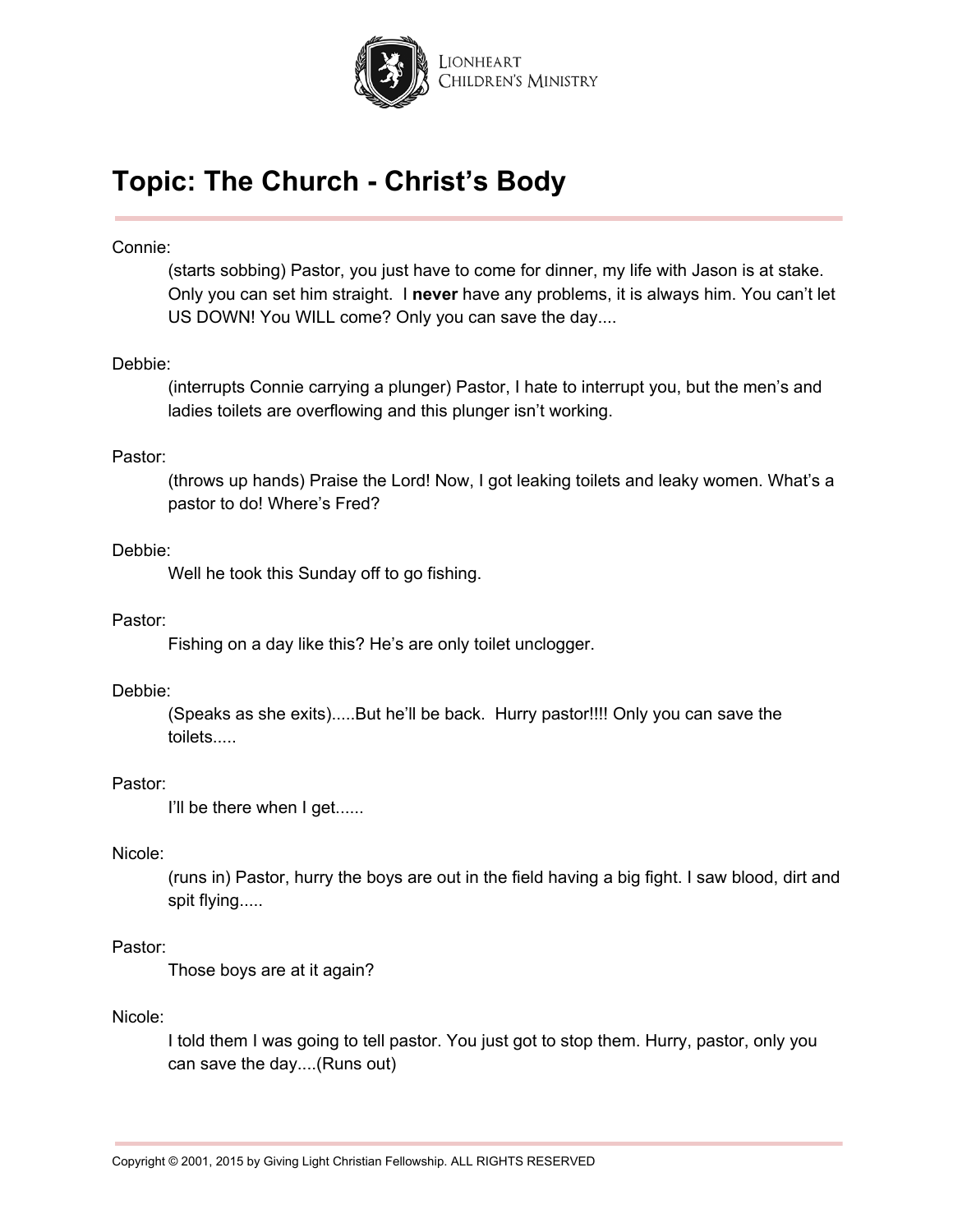# Topic: The Church - Christ's Body

Connie:

(starts sobbing) Pastor, you just have to come for dinner, my life with Jason is at stake. Only you can set him straight. I **never** have any problems, it is always him. You can't let US DOWN! You WILL come? Only you can save the day....

Debbie:

(interrupts Connie carrying a plunger) Pastor, I hate to interrupt you, but the men's and ladies toilets are overflowing and this plunger isn't working.

Pastor:

(throws up hands) Praise the Lord! Now, I got leaking toilets and leaky women. What's a pastor to do! Where's Fred?

Debbie:

Well he took this Sunday off to go fishing.

Pastor:

Fishing on a day like this? He's are only toilet unclogger.

Debbie:

(Speaks as she exits).....But he'll be back. Hurry pastor!!!! Only you can save the toilets.....

Pastor:

I'll be there when I get......

Nicole:

(runs in) Pastor, hurry the boys are out in the field having a big fight. I saw blood, dirt and spit flying.....

Pastor:

Those boys are at it again?

Nicole:

I told them I was going to tell pastor. You just got to stop them. Hurry, pastor, only you can save the day....(Runs out)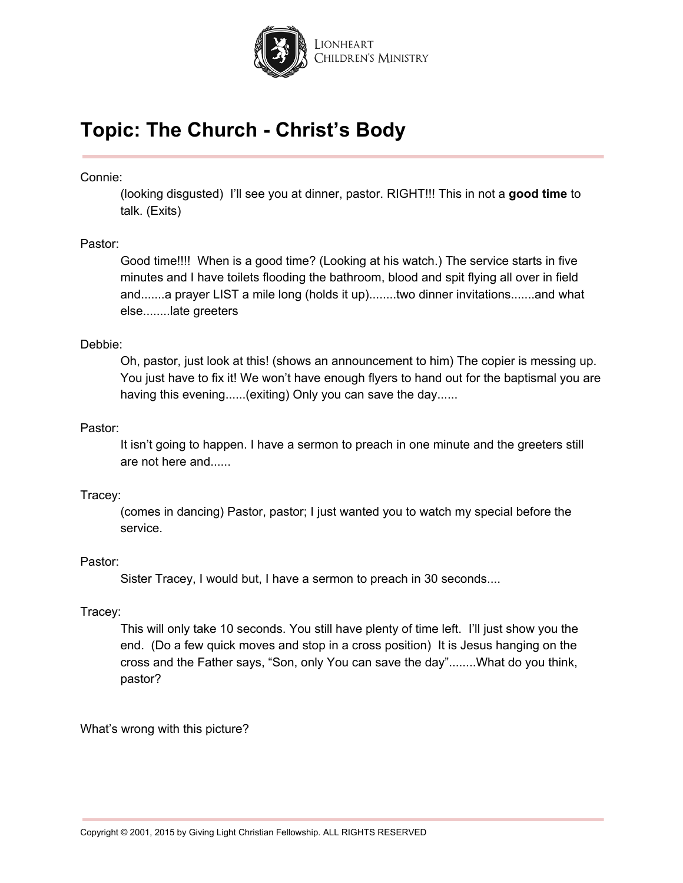# Topic: The Church - Christ's Body

Connie:

(looking disgusted) I'll see you at dinner, pastor. RIGHT!!! This in not a **good time** to talk. (Exits)

Pastor:

Good time!!!! When is a good time? (Looking at his watch.) The service starts in five minutes and I have toilets flooding the bathroom, blood and spit flying all over in field and.......a prayer LIST a mile long (holds it up)........two dinner invitations.......and what else........late greeters

Debbie:

Oh, pastor, just look at this! (shows an announcement to him) The copier is messing up. You just have to fix it! We won't have enough flyers to hand out for the baptismal you are having this evening......(exiting) Only you can save the day......

Pastor:

It isn't going to happen. I have a sermon to preach in one minute and the greeters still are not here and......

Tracey:

(comes in dancing) Pastor, pastor; I just wanted you to watch my special before the service.

Pastor:

Sister Tracey, I would but, I have a sermon to preach in 30 seconds....

Tracey:

This will only take 10 seconds. You still have plenty of time left. I'll just show you the end. (Do a few quick moves and stop in a cross position) It is Jesus hanging on the cross and the Father says, "Son, only You can save the day"........What do you think, pastor?

What's wrong with this picture?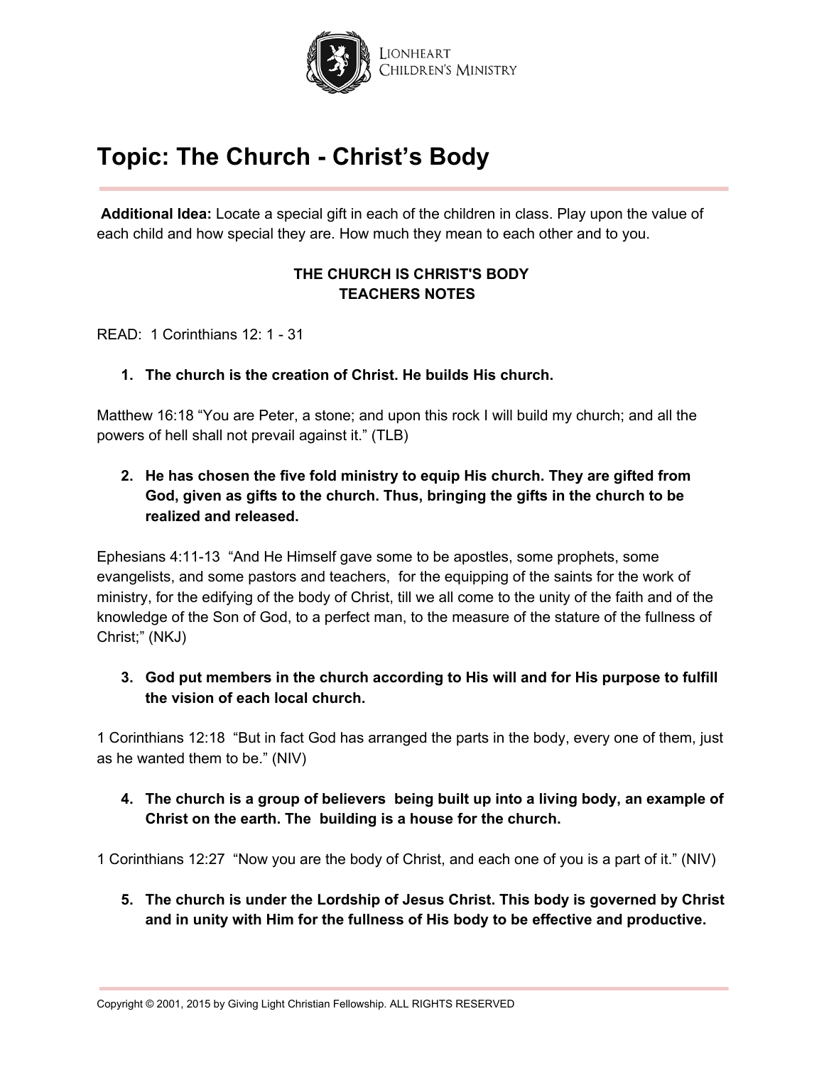# Topic: The Church - Christ's Body

**Additional Idea:** Locate a special gift in each of the children in class. Play upon the value of each child and how special they are. How much they mean to each other and to you.

**THE CHURCH IS CHRIST'S BODY**
**TEACHERS NOTES**

READ: 1 Corinthians 12: 1 - 31

1. **The church is the creation of Christ. He builds His church.**

Matthew 16:18 "You are Peter, a stone; and upon this rock I will build my church; and all the powers of hell shall not prevail against it." (TLB)

2. **He has chosen the five fold ministry to equip His church. They are gifted from God, given as gifts to the church. Thus, bringing the gifts in the church to be realized and released.**

Ephesians 4:11-13 "And He Himself gave some to be apostles, some prophets, some evangelists, and some pastors and teachers, for the equipping of the saints for the work of ministry, for the edifying of the body of Christ, till we all come to the unity of the faith and of the knowledge of the Son of God, to a perfect man, to the measure of the stature of the fullness of Christ;" (NKJ)

3. **God put members in the church according to His will and for His purpose to fulfill the vision of each local church.**

1 Corinthians 12:18 "But in fact God has arranged the parts in the body, every one of them, just as he wanted them to be." (NIV)

4. **The church is a group of believers being built up into a living body, an example of Christ on the earth. The building is a house for the church.**

1 Corinthians 12:27 "Now you are the body of Christ, and each one of you is a part of it." (NIV)

5. **The church is under the Lordship of Jesus Christ. This body is governed by Christ and in unity with Him for the fullness of His body to be effective and productive.**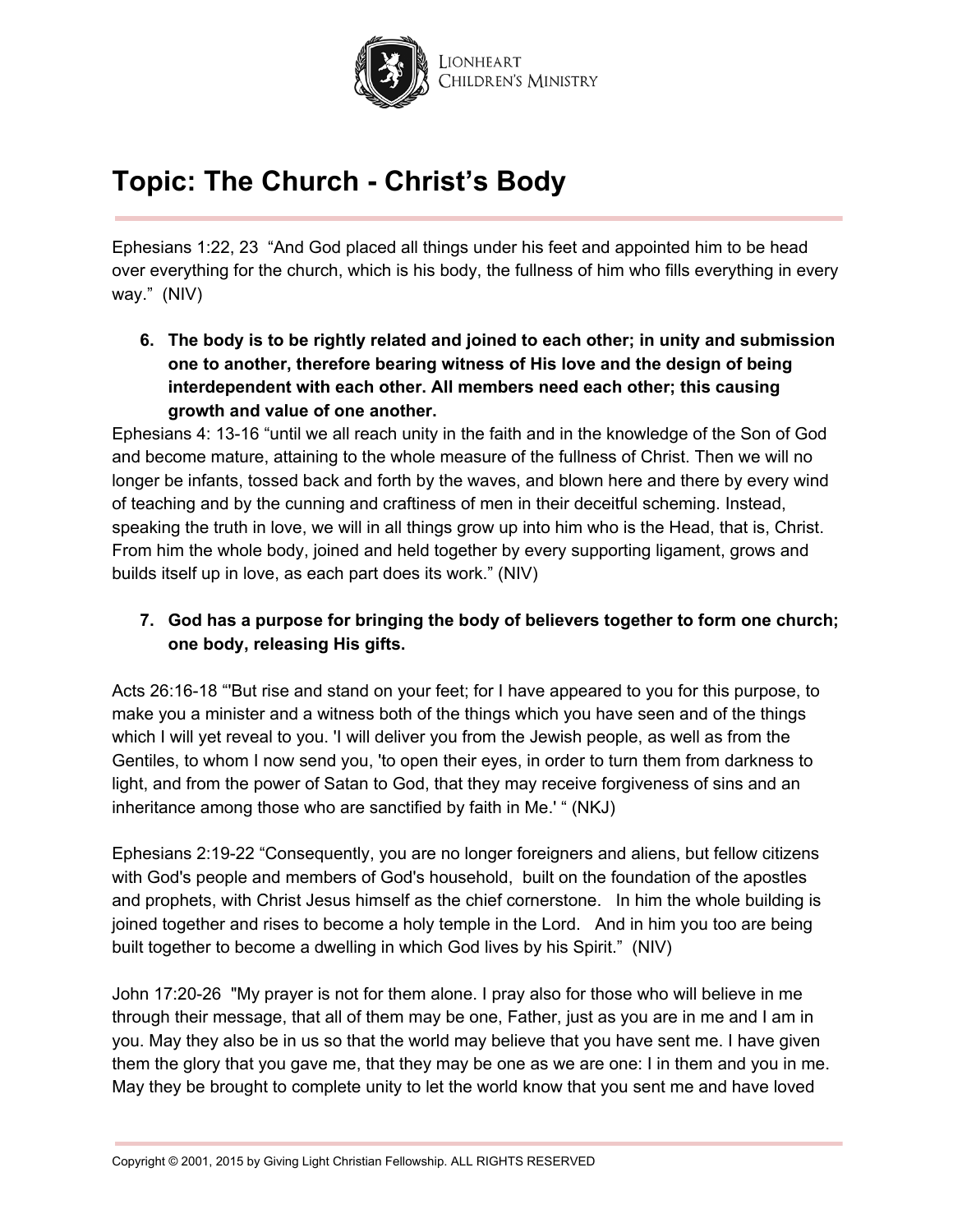# Topic: The Church - Christ's Body

Ephesians 1:22, 23 "And God placed all things under his feet and appointed him to be head over everything for the church, which is his body, the fullness of him who fills everything in every way." (NIV)

6. **The body is to be rightly related and joined to each other; in unity and submission one to another, therefore bearing witness of His love and the design of being interdependent with each other. All members need each other; this causing growth and value of one another.**

Ephesians 4: 13-16 "until we all reach unity in the faith and in the knowledge of the Son of God and become mature, attaining to the whole measure of the fullness of Christ. Then we will no longer be infants, tossed back and forth by the waves, and blown here and there by every wind of teaching and by the cunning and craftiness of men in their deceitful scheming. Instead, speaking the truth in love, we will in all things grow up into him who is the Head, that is, Christ. From him the whole body, joined and held together by every supporting ligament, grows and builds itself up in love, as each part does its work." (NIV)

7. **God has a purpose for bringing the body of believers together to form one church; one body, releasing His gifts.**

Acts 26:16-18 "'But rise and stand on your feet; for I have appeared to you for this purpose, to make you a minister and a witness both of the things which you have seen and of the things which I will yet reveal to you. 'I will deliver you from the Jewish people, as well as from the Gentiles, to whom I now send you, 'to open their eyes, in order to turn them from darkness to light, and from the power of Satan to God, that they may receive forgiveness of sins and an inheritance among those who are sanctified by faith in Me.' " (NKJ)

Ephesians 2:19-22 "Consequently, you are no longer foreigners and aliens, but fellow citizens with God's people and members of God's household, built on the foundation of the apostles and prophets, with Christ Jesus himself as the chief cornerstone. In him the whole building is joined together and rises to become a holy temple in the Lord. And in him you too are being built together to become a dwelling in which God lives by his Spirit." (NIV)

John 17:20-26 "My prayer is not for them alone. I pray also for those who will believe in me through their message, that all of them may be one, Father, just as you are in me and I am in you. May they also be in us so that the world may believe that you have sent me. I have given them the glory that you gave me, that they may be one as we are one: I in them and you in me. May they be brought to complete unity to let the world know that you sent me and have loved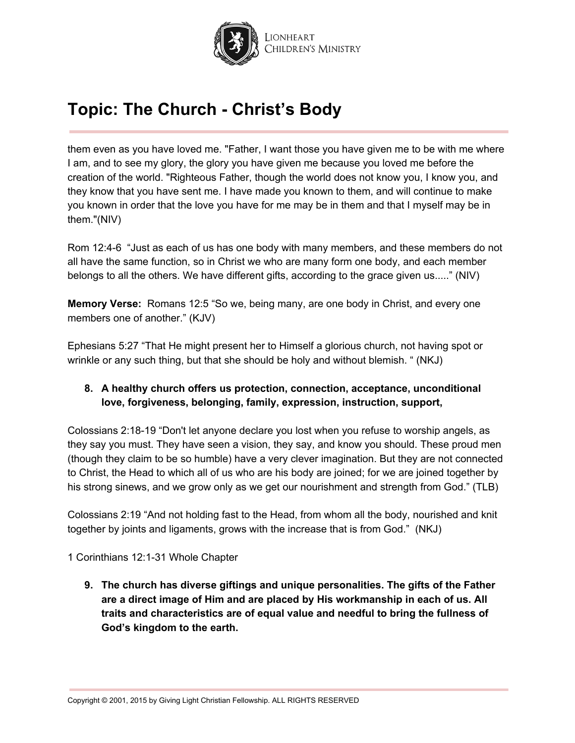them even as you have loved me. "Father, I want those you have given me to be with me where I am, and to see my glory, the glory you have given me because you loved me before the creation of the world. "Righteous Father, though the world does not know you, I know you, and they know that you have sent me. I have made you known to them, and will continue to make you known in order that the love you have for me may be in them and that I myself may be in them."(NIV)

Rom 12:4-6 "Just as each of us has one body with many members, and these members do not all have the same function, so in Christ we who are many form one body, and each member belongs to all the others. We have different gifts, according to the grace given us....." (NIV)

**Memory Verse:** Romans 12:5 "So we, being many, are one body in Christ, and every one members one of another." (KJV)

Ephesians 5:27 "That He might present her to Himself a glorious church, not having spot or wrinkle or any such thing, but that she should be holy and without blemish. " (NKJ)

8. **A healthy church offers us protection, connection, acceptance, unconditional love, forgiveness, belonging, family, expression, instruction, support,**

Colossians 2:18-19 "Don't let anyone declare you lost when you refuse to worship angels, as they say you must. They have seen a vision, they say, and know you should. These proud men (though they claim to be so humble) have a very clever imagination. But they are not connected to Christ, the Head to which all of us who are his body are joined; for we are joined together by his strong sinews, and we grow only as we get our nourishment and strength from God." (TLB)

Colossians 2:19 "And not holding fast to the Head, from whom all the body, nourished and knit together by joints and ligaments, grows with the increase that is from God." (NKJ)

1 Corinthians 12:1-31 Whole Chapter

9. **The church has diverse giftings and unique personalities. The gifts of the Father are a direct image of Him and are placed by His workmanship in each of us. All traits and characteristics are of equal value and needful to bring the fullness of God's kingdom to the earth.**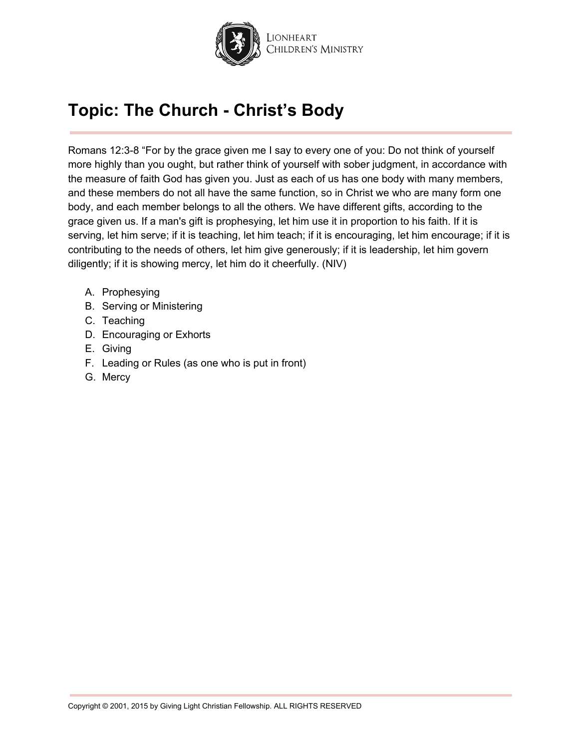## Topic: The Church - Christ's Body

Romans 12:3-8 "For by the grace given me I say to every one of you: Do not think of yourself more highly than you ought, but rather think of yourself with sober judgment, in accordance with the measure of faith God has given you. Just as each of us has one body with many members, and these members do not all have the same function, so in Christ we who are many form one body, and each member belongs to all the others. We have different gifts, according to the grace given us. If a man's gift is prophesying, let him use it in proportion to his faith. If it is serving, let him serve; if it is teaching, let him teach; if it is encouraging, let him encourage; if it is contributing to the needs of others, let him give generously; if it is leadership, let him govern diligently; if it is showing mercy, let him do it cheerfully. (NIV)

A. Prophesying
B. Serving or Ministering
C. Teaching
D. Encouraging or Exhorts
E. Giving
F. Leading or Rules (as one who is put in front)
G. Mercy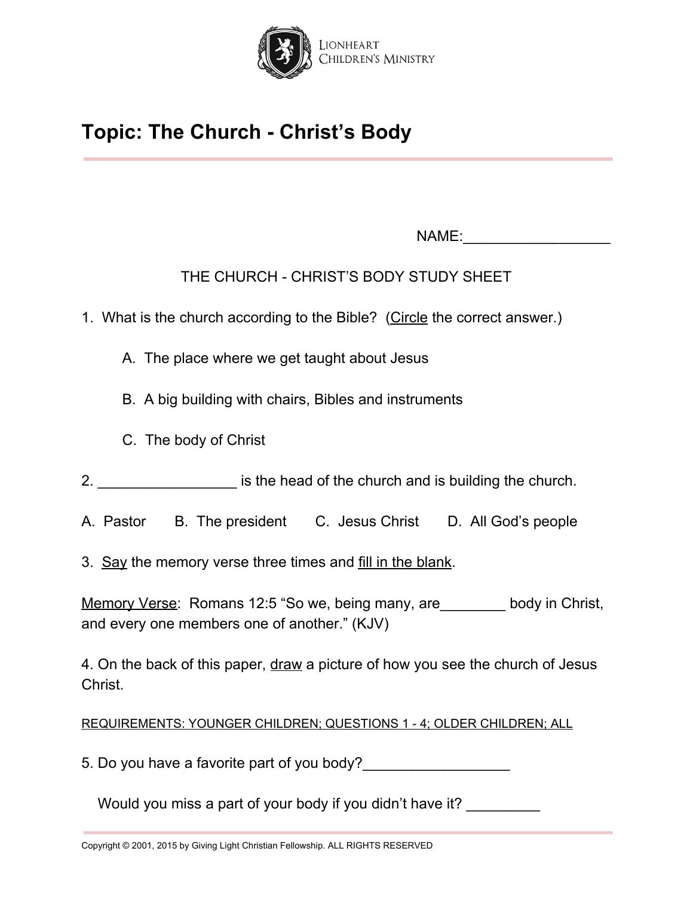# Topic: The Church - Christ's Body

NAME:__________________

THE CHURCH - CHRIST'S BODY STUDY SHEET

1. What is the church according to the Bible? (<u>Circle</u> the correct answer.)

   A. The place where we get taught about Jesus

   B. A big building with chairs, Bibles and instruments

   C. The body of Christ

2. _________________ is the head of the church and is building the church.

A. Pastor   B. The president   C. Jesus Christ   D. All God's people

3. <u>Say</u> the memory verse three times and <u>fill in the blank</u>.

<u>Memory Verse</u>: Romans 12:5 "So we, being many, are________ body in Christ, and every one members one of another." (KJV)

4. On the back of this paper, <u>draw</u> a picture of how you see the church of Jesus Christ.

<u>REQUIREMENTS: YOUNGER CHILDREN; QUESTIONS 1 - 4; OLDER CHILDREN; ALL</u>

5. Do you have a favorite part of you body?__________________

   Would you miss a part of your body if you didn't have it? _________

Copyright © 2001, 2015 by Giving Light Christian Fellowship. ALL RIGHTS RESERVED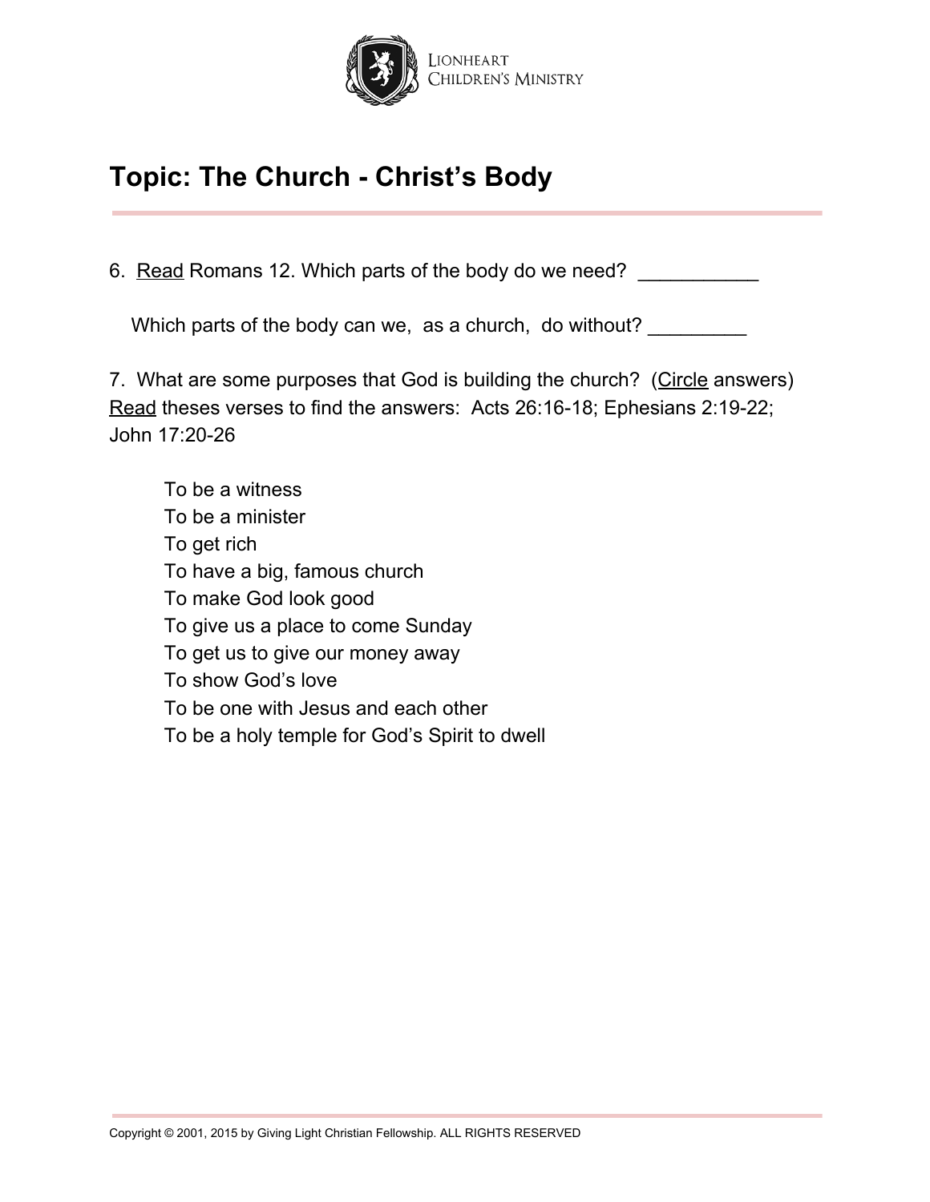# Topic: The Church - Christ's Body

6. Read Romans 12. Which parts of the body do we need? ___________

   Which parts of the body can we, as a church, do without? _________

7. What are some purposes that God is building the church? (Circle answers) Read theses verses to find the answers: Acts 26:16-18; Ephesians 2:19-22; John 17:20-26

   To be a witness
   To be a minister
   To get rich
   To have a big, famous church
   To make God look good
   To give us a place to come Sunday
   To get us to give our money away
   To show God's love
   To be one with Jesus and each other
   To be a holy temple for God's Spirit to dwell

Copyright © 2001, 2015 by Giving Light Christian Fellowship. ALL RIGHTS RESERVED